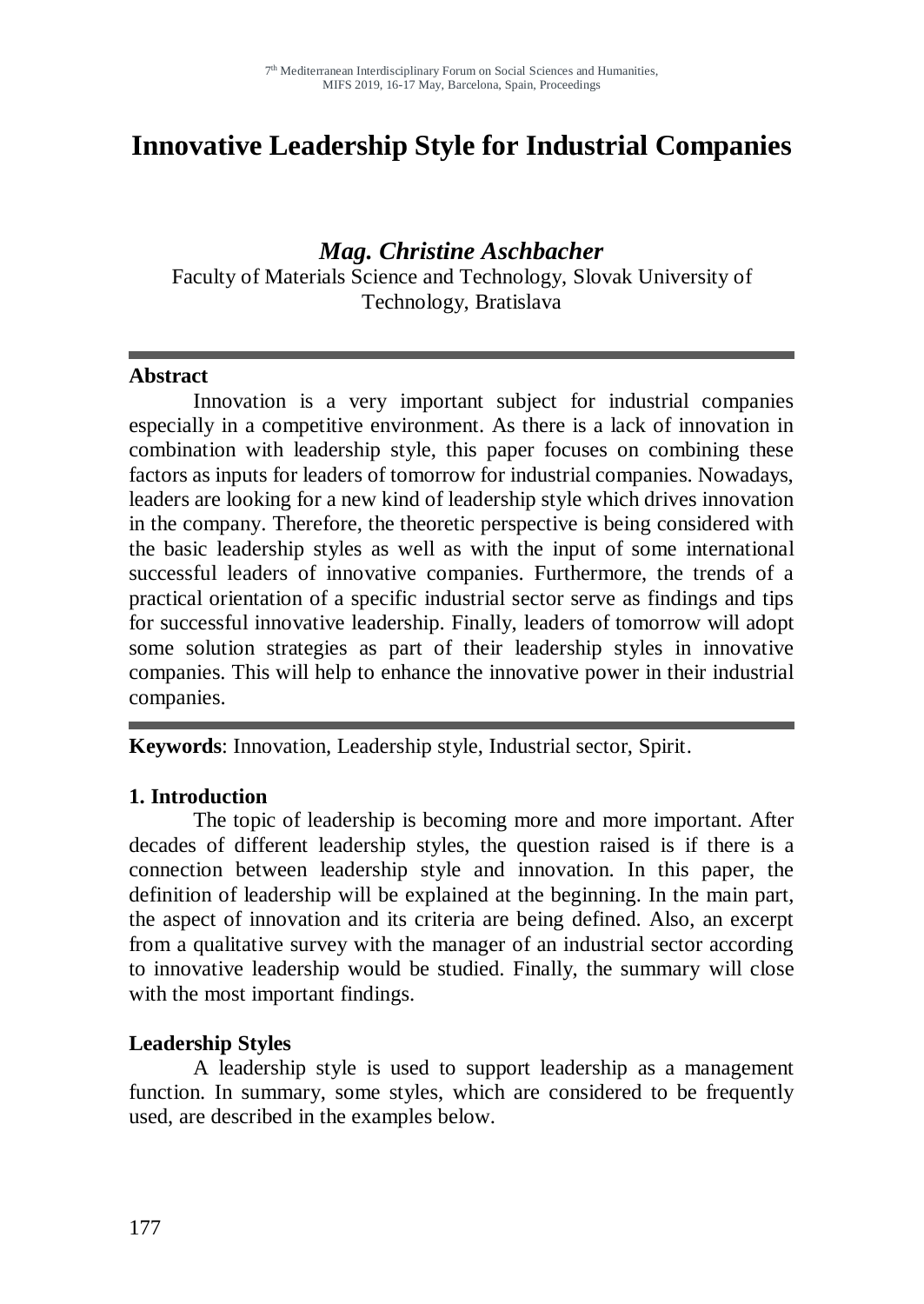# Innovative Leadership Style for Industrial Companies

***Mag. Christine Aschbacher***

Faculty of Materials Science and Technology, Slovak University of Technology, Bratislava

---

**Abstract**

Innovation is a very important subject for industrial companies especially in a competitive environment. As there is a lack of innovation in combination with leadership style, this paper focuses on combining these factors as inputs for leaders of tomorrow for industrial companies. Nowadays, leaders are looking for a new kind of leadership style which drives innovation in the company. Therefore, the theoretic perspective is being considered with the basic leadership styles as well as with the input of some international successful leaders of innovative companies. Furthermore, the trends of a practical orientation of a specific industrial sector serve as findings and tips for successful innovative leadership. Finally, leaders of tomorrow will adopt some solution strategies as part of their leadership styles in innovative companies. This will help to enhance the innovative power in their industrial companies.

---

**Keywords**: Innovation, Leadership style, Industrial sector, Spirit.

## 1. Introduction

The topic of leadership is becoming more and more important. After decades of different leadership styles, the question raised is if there is a connection between leadership style and innovation. In this paper, the definition of leadership will be explained at the beginning. In the main part, the aspect of innovation and its criteria are being defined. Also, an excerpt from a qualitative survey with the manager of an industrial sector according to innovative leadership would be studied. Finally, the summary will close with the most important findings.

### Leadership Styles

A leadership style is used to support leadership as a management function. In summary, some styles, which are considered to be frequently used, are described in the examples below.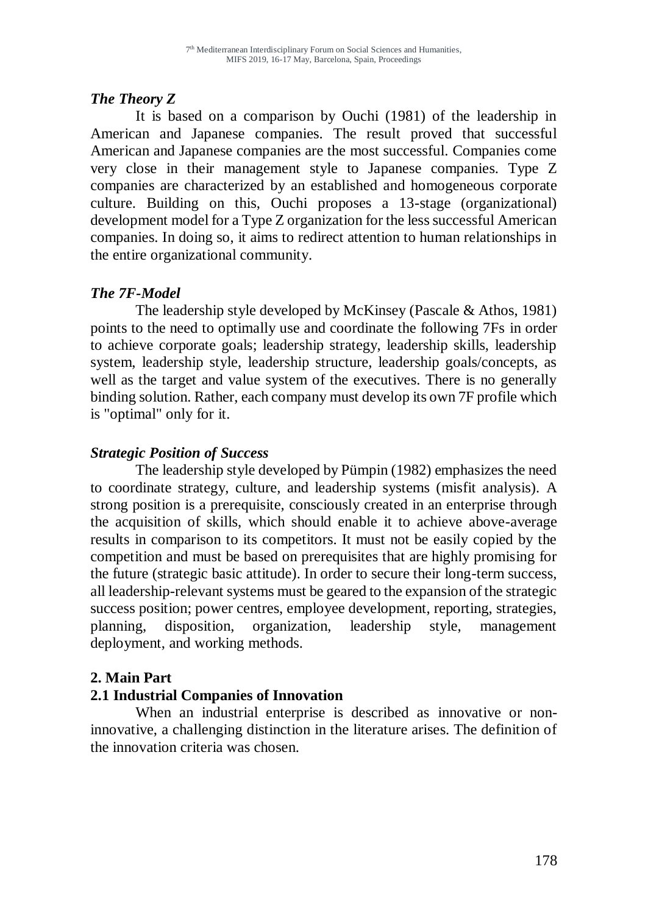### *The Theory Z*

It is based on a comparison by Ouchi (1981) of the leadership in American and Japanese companies. The result proved that successful American and Japanese companies are the most successful. Companies come very close in their management style to Japanese companies. Type Z companies are characterized by an established and homogeneous corporate culture. Building on this, Ouchi proposes a 13-stage (organizational) development model for a Type Z organization for the less successful American companies. In doing so, it aims to redirect attention to human relationships in the entire organizational community.

### *The 7F-Model*

The leadership style developed by McKinsey (Pascale & Athos, 1981) points to the need to optimally use and coordinate the following 7Fs in order to achieve corporate goals; leadership strategy, leadership skills, leadership system, leadership style, leadership structure, leadership goals/concepts, as well as the target and value system of the executives. There is no generally binding solution. Rather, each company must develop its own 7F profile which is "optimal" only for it.

### *Strategic Position of Success*

The leadership style developed by Pümpin (1982) emphasizes the need to coordinate strategy, culture, and leadership systems (misfit analysis). A strong position is a prerequisite, consciously created in an enterprise through the acquisition of skills, which should enable it to achieve above-average results in comparison to its competitors. It must not be easily copied by the competition and must be based on prerequisites that are highly promising for the future (strategic basic attitude). In order to secure their long-term success, all leadership-relevant systems must be geared to the expansion of the strategic success position; power centres, employee development, reporting, strategies, planning, disposition, organization, leadership style, management deployment, and working methods.

## 2. Main Part

### 2.1 Industrial Companies of Innovation

When an industrial enterprise is described as innovative or non-innovative, a challenging distinction in the literature arises. The definition of the innovation criteria was chosen.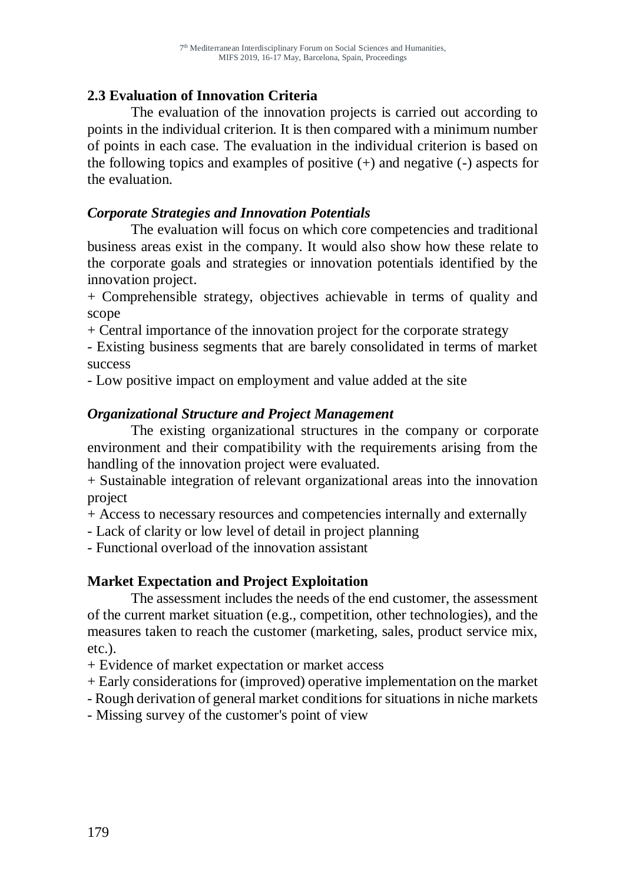### 2.3 Evaluation of Innovation Criteria

The evaluation of the innovation projects is carried out according to points in the individual criterion. It is then compared with a minimum number of points in each case. The evaluation in the individual criterion is based on the following topics and examples of positive (+) and negative (-) aspects for the evaluation.

#### *Corporate Strategies and Innovation Potentials*

The evaluation will focus on which core competencies and traditional business areas exist in the company. It would also show how these relate to the corporate goals and strategies or innovation potentials identified by the innovation project.

+ Comprehensible strategy, objectives achievable in terms of quality and scope
+ Central importance of the innovation project for the corporate strategy
- Existing business segments that are barely consolidated in terms of market success
- Low positive impact on employment and value added at the site

#### *Organizational Structure and Project Management*

The existing organizational structures in the company or corporate environment and their compatibility with the requirements arising from the handling of the innovation project were evaluated.

+ Sustainable integration of relevant organizational areas into the innovation project
+ Access to necessary resources and competencies internally and externally
- Lack of clarity or low level of detail in project planning
- Functional overload of the innovation assistant

#### Market Expectation and Project Exploitation

The assessment includes the needs of the end customer, the assessment of the current market situation (e.g., competition, other technologies), and the measures taken to reach the customer (marketing, sales, product service mix, etc.).

+ Evidence of market expectation or market access
+ Early considerations for (improved) operative implementation on the market
- Rough derivation of general market conditions for situations in niche markets
- Missing survey of the customer's point of view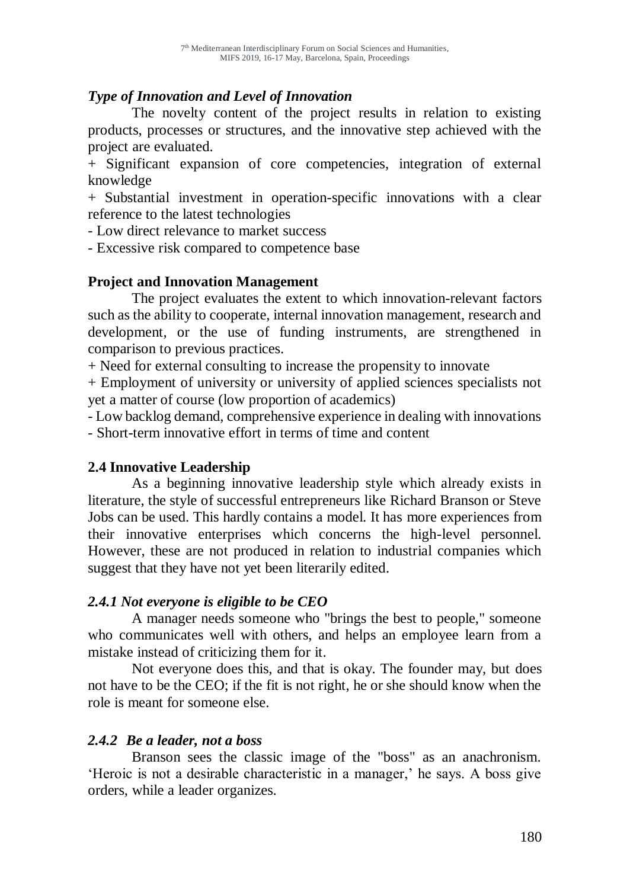### *Type of Innovation and Level of Innovation*

The novelty content of the project results in relation to existing products, processes or structures, and the innovative step achieved with the project are evaluated.

+ Significant expansion of core competencies, integration of external knowledge

+ Substantial investment in operation-specific innovations with a clear reference to the latest technologies

- Low direct relevance to market success

- Excessive risk compared to competence base

### **Project and Innovation Management**

The project evaluates the extent to which innovation-relevant factors such as the ability to cooperate, internal innovation management, research and development, or the use of funding instruments, are strengthened in comparison to previous practices.

+ Need for external consulting to increase the propensity to innovate

+ Employment of university or university of applied sciences specialists not yet a matter of course (low proportion of academics)

- Low backlog demand, comprehensive experience in dealing with innovations

- Short-term innovative effort in terms of time and content

## **2.4 Innovative Leadership**

As a beginning innovative leadership style which already exists in literature, the style of successful entrepreneurs like Richard Branson or Steve Jobs can be used. This hardly contains a model. It has more experiences from their innovative enterprises which concerns the high-level personnel. However, these are not produced in relation to industrial companies which suggest that they have not yet been literarily edited.

### *2.4.1 Not everyone is eligible to be CEO*

A manager needs someone who "brings the best to people," someone who communicates well with others, and helps an employee learn from a mistake instead of criticizing them for it.

Not everyone does this, and that is okay. The founder may, but does not have to be the CEO; if the fit is not right, he or she should know when the role is meant for someone else.

### *2.4.2 Be a leader, not a boss*

Branson sees the classic image of the "boss" as an anachronism. 'Heroic is not a desirable characteristic in a manager,' he says. A boss give orders, while a leader organizes.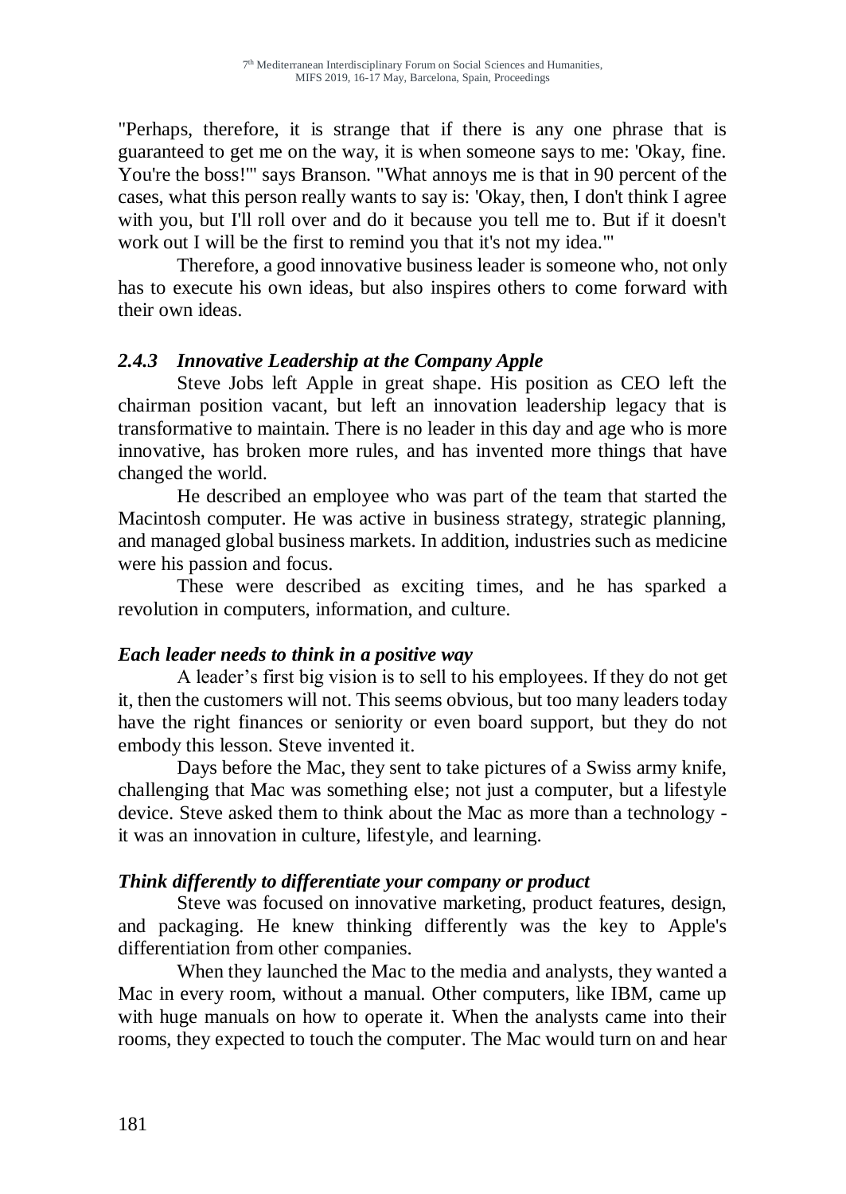"Perhaps, therefore, it is strange that if there is any one phrase that is guaranteed to get me on the way, it is when someone says to me: 'Okay, fine. You're the boss!'" says Branson. "What annoys me is that in 90 percent of the cases, what this person really wants to say is: 'Okay, then, I don't think I agree with you, but I'll roll over and do it because you tell me to. But if it doesn't work out I will be the first to remind you that it's not my idea.'"

Therefore, a good innovative business leader is someone who, not only has to execute his own ideas, but also inspires others to come forward with their own ideas.

### *2.4.3 Innovative Leadership at the Company Apple*

Steve Jobs left Apple in great shape. His position as CEO left the chairman position vacant, but left an innovation leadership legacy that is transformative to maintain. There is no leader in this day and age who is more innovative, has broken more rules, and has invented more things that have changed the world.

He described an employee who was part of the team that started the Macintosh computer. He was active in business strategy, strategic planning, and managed global business markets. In addition, industries such as medicine were his passion and focus.

These were described as exciting times, and he has sparked a revolution in computers, information, and culture.

#### *Each leader needs to think in a positive way*

A leader's first big vision is to sell to his employees. If they do not get it, then the customers will not. This seems obvious, but too many leaders today have the right finances or seniority or even board support, but they do not embody this lesson. Steve invented it.

Days before the Mac, they sent to take pictures of a Swiss army knife, challenging that Mac was something else; not just a computer, but a lifestyle device. Steve asked them to think about the Mac as more than a technology - it was an innovation in culture, lifestyle, and learning.

#### *Think differently to differentiate your company or product*

Steve was focused on innovative marketing, product features, design, and packaging. He knew thinking differently was the key to Apple's differentiation from other companies.

When they launched the Mac to the media and analysts, they wanted a Mac in every room, without a manual. Other computers, like IBM, came up with huge manuals on how to operate it. When the analysts came into their rooms, they expected to touch the computer. The Mac would turn on and hear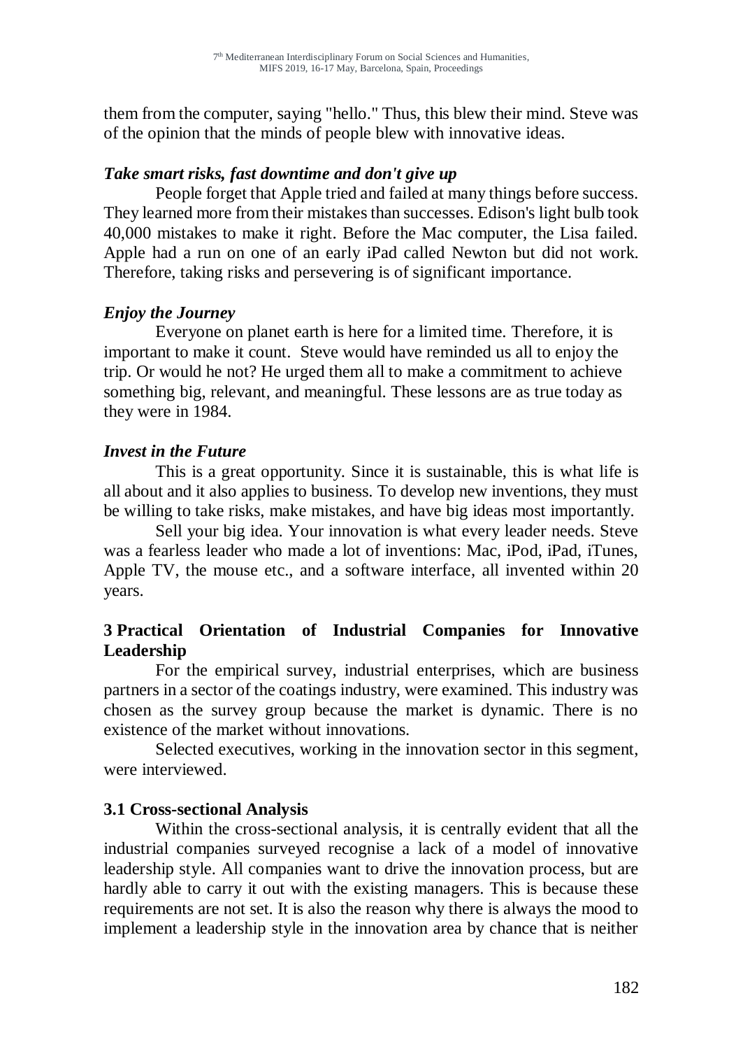them from the computer, saying "hello." Thus, this blew their mind. Steve was of the opinion that the minds of people blew with innovative ideas.

### *Take smart risks, fast downtime and don't give up*

People forget that Apple tried and failed at many things before success. They learned more from their mistakes than successes. Edison's light bulb took 40,000 mistakes to make it right. Before the Mac computer, the Lisa failed. Apple had a run on one of an early iPad called Newton but did not work. Therefore, taking risks and persevering is of significant importance.

### *Enjoy the Journey*

Everyone on planet earth is here for a limited time. Therefore, it is important to make it count. Steve would have reminded us all to enjoy the trip. Or would he not? He urged them all to make a commitment to achieve something big, relevant, and meaningful. These lessons are as true today as they were in 1984.

### *Invest in the Future*

This is a great opportunity. Since it is sustainable, this is what life is all about and it also applies to business. To develop new inventions, they must be willing to take risks, make mistakes, and have big ideas most importantly.

Sell your big idea. Your innovation is what every leader needs. Steve was a fearless leader who made a lot of inventions: Mac, iPod, iPad, iTunes, Apple TV, the mouse etc., and a software interface, all invented within 20 years.

## 3 Practical Orientation of Industrial Companies for Innovative Leadership

For the empirical survey, industrial enterprises, which are business partners in a sector of the coatings industry, were examined. This industry was chosen as the survey group because the market is dynamic. There is no existence of the market without innovations.

Selected executives, working in the innovation sector in this segment, were interviewed.

### 3.1 Cross-sectional Analysis

Within the cross-sectional analysis, it is centrally evident that all the industrial companies surveyed recognise a lack of a model of innovative leadership style. All companies want to drive the innovation process, but are hardly able to carry it out with the existing managers. This is because these requirements are not set. It is also the reason why there is always the mood to implement a leadership style in the innovation area by chance that is neither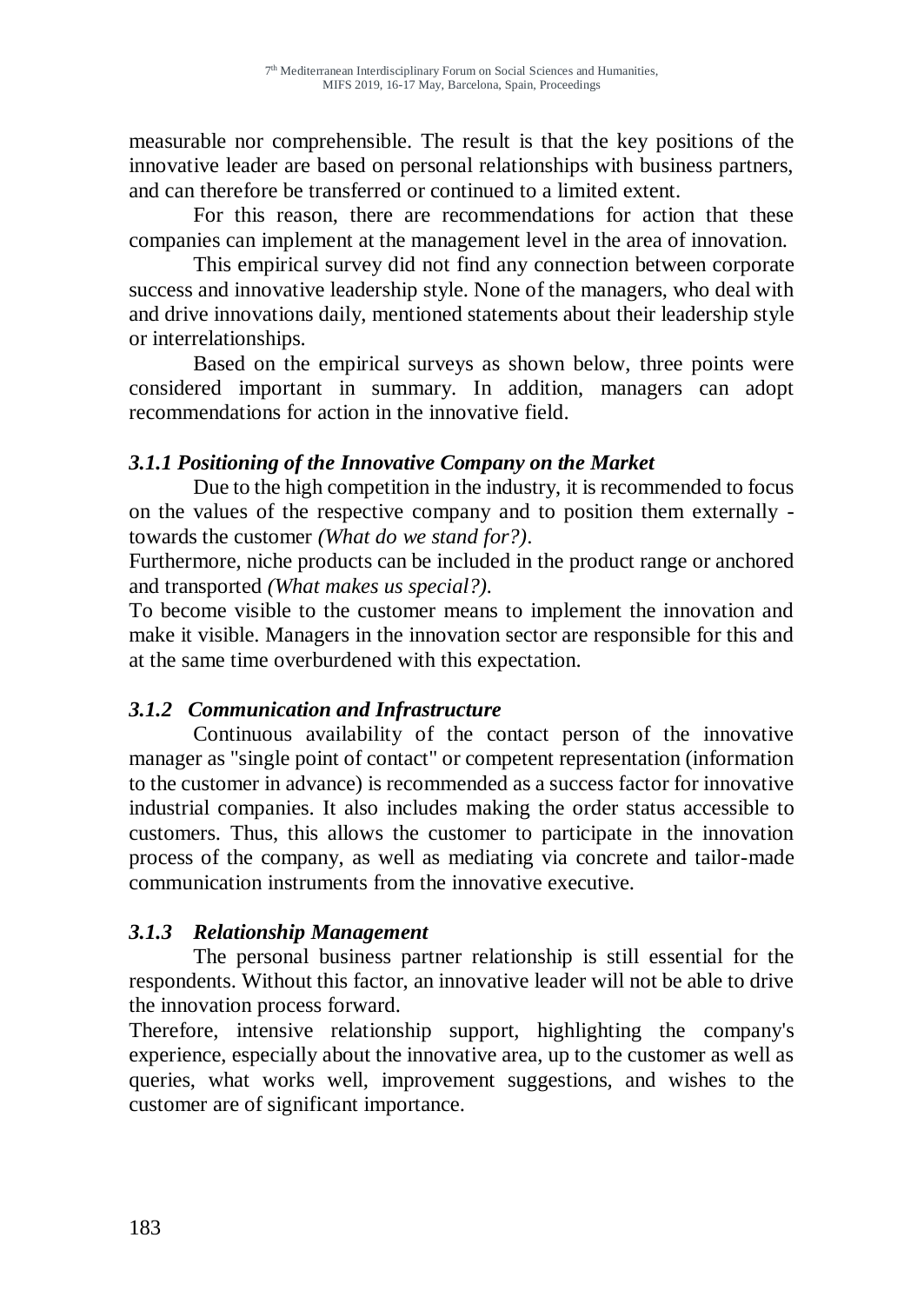measurable nor comprehensible. The result is that the key positions of the innovative leader are based on personal relationships with business partners, and can therefore be transferred or continued to a limited extent.

For this reason, there are recommendations for action that these companies can implement at the management level in the area of innovation.

This empirical survey did not find any connection between corporate success and innovative leadership style. None of the managers, who deal with and drive innovations daily, mentioned statements about their leadership style or interrelationships.

Based on the empirical surveys as shown below, three points were considered important in summary. In addition, managers can adopt recommendations for action in the innovative field.

### *3.1.1 Positioning of the Innovative Company on the Market*

Due to the high competition in the industry, it is recommended to focus on the values of the respective company and to position them externally - towards the customer *(What do we stand for?)*.

Furthermore, niche products can be included in the product range or anchored and transported *(What makes us special?)*.

To become visible to the customer means to implement the innovation and make it visible. Managers in the innovation sector are responsible for this and at the same time overburdened with this expectation.

### *3.1.2 Communication and Infrastructure*

Continuous availability of the contact person of the innovative manager as "single point of contact" or competent representation (information to the customer in advance) is recommended as a success factor for innovative industrial companies. It also includes making the order status accessible to customers. Thus, this allows the customer to participate in the innovation process of the company, as well as mediating via concrete and tailor-made communication instruments from the innovative executive.

### *3.1.3 Relationship Management*

The personal business partner relationship is still essential for the respondents. Without this factor, an innovative leader will not be able to drive the innovation process forward.

Therefore, intensive relationship support, highlighting the company's experience, especially about the innovative area, up to the customer as well as queries, what works well, improvement suggestions, and wishes to the customer are of significant importance.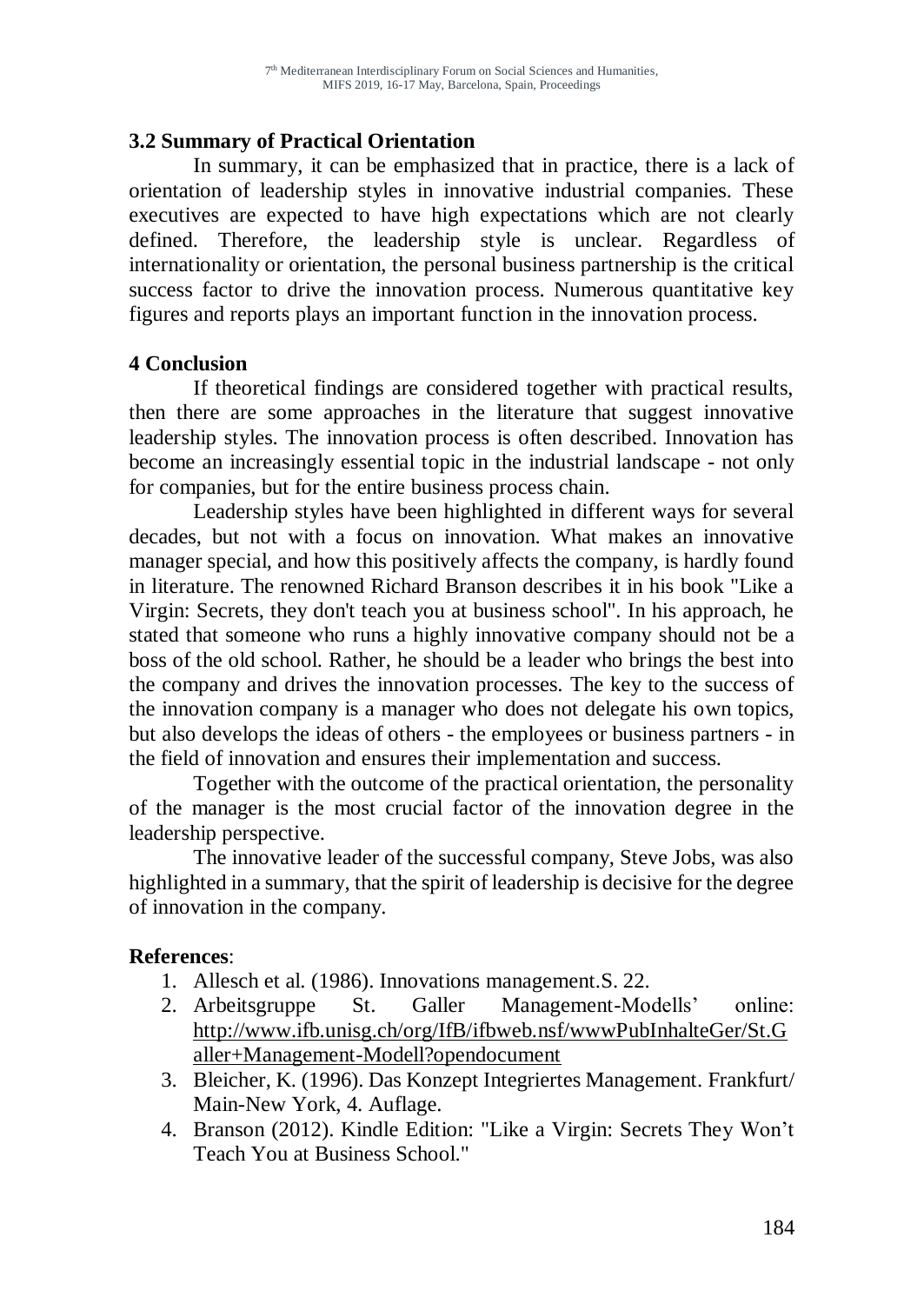## 3.2 Summary of Practical Orientation

In summary, it can be emphasized that in practice, there is a lack of orientation of leadership styles in innovative industrial companies. These executives are expected to have high expectations which are not clearly defined. Therefore, the leadership style is unclear. Regardless of internationality or orientation, the personal business partnership is the critical success factor to drive the innovation process. Numerous quantitative key figures and reports plays an important function in the innovation process.

## 4 Conclusion

If theoretical findings are considered together with practical results, then there are some approaches in the literature that suggest innovative leadership styles. The innovation process is often described. Innovation has become an increasingly essential topic in the industrial landscape - not only for companies, but for the entire business process chain.

Leadership styles have been highlighted in different ways for several decades, but not with a focus on innovation. What makes an innovative manager special, and how this positively affects the company, is hardly found in literature. The renowned Richard Branson describes it in his book "Like a Virgin: Secrets, they don't teach you at business school". In his approach, he stated that someone who runs a highly innovative company should not be a boss of the old school. Rather, he should be a leader who brings the best into the company and drives the innovation processes. The key to the success of the innovation company is a manager who does not delegate his own topics, but also develops the ideas of others - the employees or business partners - in the field of innovation and ensures their implementation and success.

Together with the outcome of the practical orientation, the personality of the manager is the most crucial factor of the innovation degree in the leadership perspective.

The innovative leader of the successful company, Steve Jobs, was also highlighted in a summary, that the spirit of leadership is decisive for the degree of innovation in the company.

**References**:

1. Allesch et al. (1986). Innovations management.S. 22.
2. Arbeitsgruppe St. Galler Management-Modells' online: http://www.ifb.unisg.ch/org/IfB/ifbweb.nsf/wwwPubInhalteGer/St.Galler+Management-Modell?opendocument
3. Bleicher, K. (1996). Das Konzept Integriertes Management. Frankfurt/ Main-New York, 4. Auflage.
4. Branson (2012). Kindle Edition: "Like a Virgin: Secrets They Won't Teach You at Business School."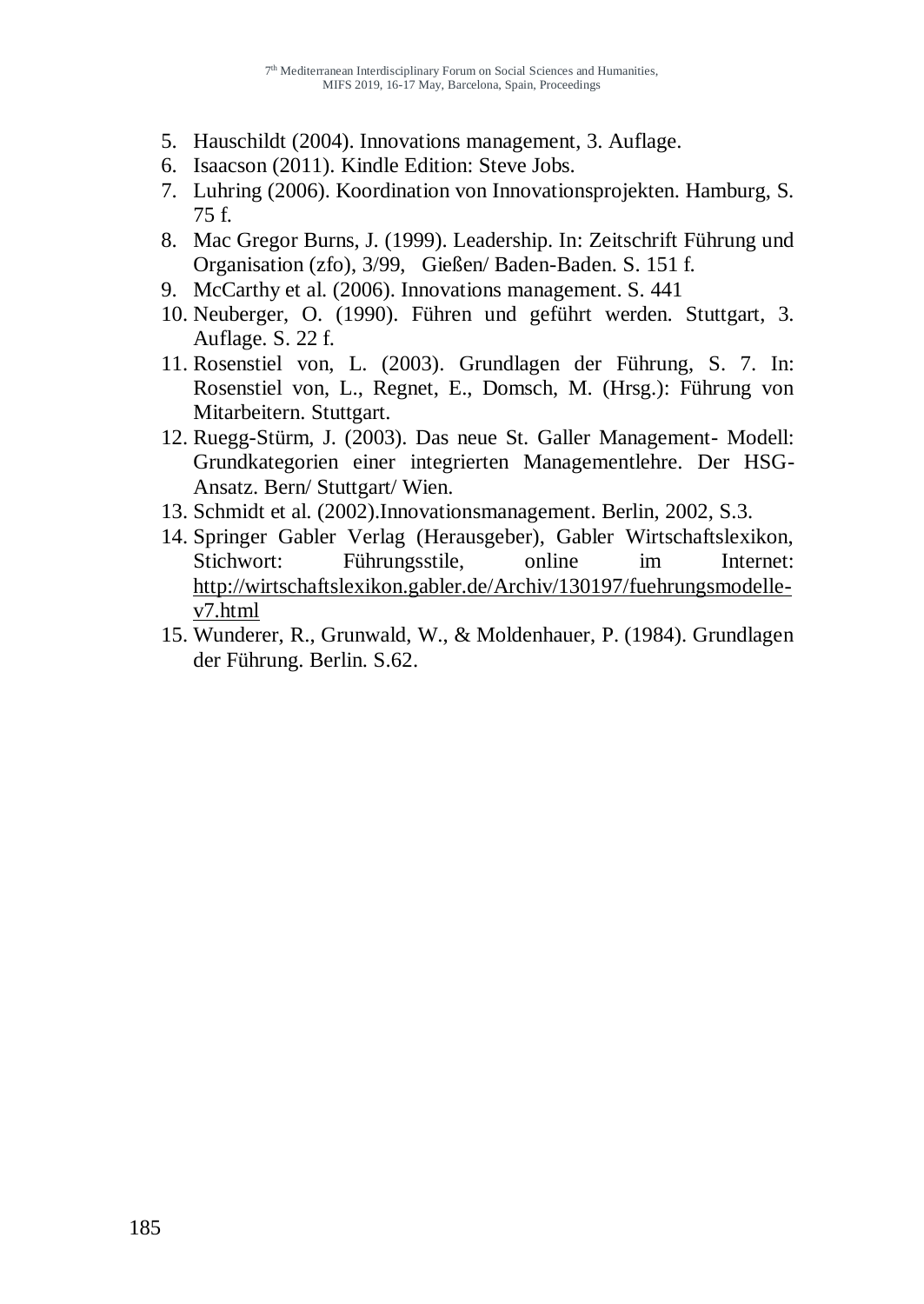5. Hauschildt (2004). Innovations management, 3. Auflage.
6. Isaacson (2011). Kindle Edition: Steve Jobs.
7. Luhring (2006). Koordination von Innovationsprojekten. Hamburg, S. 75 f.
8. Mac Gregor Burns, J. (1999). Leadership. In: Zeitschrift Führung und Organisation (zfo), 3/99, Gießen/ Baden-Baden. S. 151 f.
9. McCarthy et al. (2006). Innovations management. S. 441
10. Neuberger, O. (1990). Führen und geführt werden. Stuttgart, 3. Auflage. S. 22 f.
11. Rosenstiel von, L. (2003). Grundlagen der Führung, S. 7. In: Rosenstiel von, L., Regnet, E., Domsch, M. (Hrsg.): Führung von Mitarbeitern. Stuttgart.
12. Ruegg-Stürm, J. (2003). Das neue St. Galler Management- Modell: Grundkategorien einer integrierten Managementlehre. Der HSG-Ansatz. Bern/ Stuttgart/ Wien.
13. Schmidt et al. (2002).Innovationsmanagement. Berlin, 2002, S.3.
14. Springer Gabler Verlag (Herausgeber), Gabler Wirtschaftslexikon, Stichwort: Führungsstile, online im Internet: http://wirtschaftslexikon.gabler.de/Archiv/130197/fuehrungsmodelle-v7.html
15. Wunderer, R., Grunwald, W., & Moldenhauer, P. (1984). Grundlagen der Führung. Berlin. S.62.